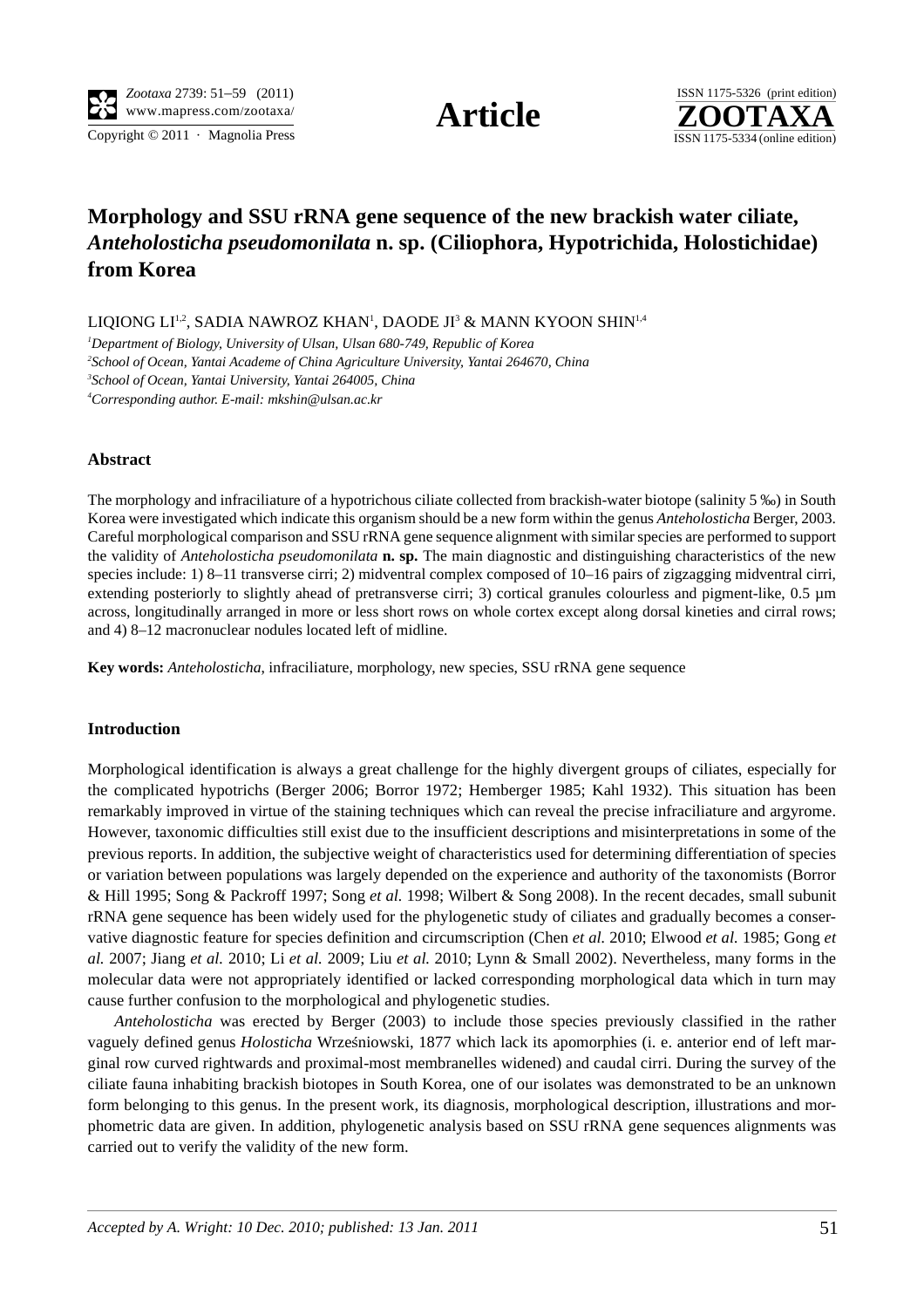# Morphology and SSU rRNA gene sequence of the new brackish water ciliate, *Anteholosticha pseudomonilata* n. sp. (Ciliophora, Hypotrichida, Holostichidae) from Korea

LIQIONG LI[1,2], SADIA NAWROZ KHAN[1], DAODE JI[3] & MANN KYOON SHIN[1,4]

[1]*Department of Biology, University of Ulsan, Ulsan 680-749, Republic of Korea*

[2]*School of Ocean, Yantai Academe of China Agriculture University, Yantai 264670, China*

[3]*School of Ocean, Yantai University, Yantai 264005, China*

[4]*Corresponding author. E-mail: mkshin@ulsan.ac.kr*

## Abstract

The morphology and infraciliature of a hypotrichous ciliate collected from brackish-water biotope (salinity 5 ‰) in South Korea were investigated which indicate this organism should be a new form within the genus *Anteholosticha* Berger, 2003. Careful morphological comparison and SSU rRNA gene sequence alignment with similar species are performed to support the validity of *Anteholosticha pseudomonilata* **n. sp.** The main diagnostic and distinguishing characteristics of the new species include: 1) 8–11 transverse cirri; 2) midventral complex composed of 10–16 pairs of zigzagging midventral cirri, extending posteriorly to slightly ahead of pretransverse cirri; 3) cortical granules colourless and pigment-like, 0.5 µm across, longitudinally arranged in more or less short rows on whole cortex except along dorsal kineties and cirral rows; and 4) 8–12 macronuclear nodules located left of midline.

**Key words:** *Anteholosticha*, infraciliature, morphology, new species, SSU rRNA gene sequence

## Introduction

Morphological identification is always a great challenge for the highly divergent groups of ciliates, especially for the complicated hypotrichs (Berger 2006; Borror 1972; Hemberger 1985; Kahl 1932). This situation has been remarkably improved in virtue of the staining techniques which can reveal the precise infraciliature and argyrome. However, taxonomic difficulties still exist due to the insufficient descriptions and misinterpretations in some of the previous reports. In addition, the subjective weight of characteristics used for determining differentiation of species or variation between populations was largely depended on the experience and authority of the taxonomists (Borror & Hill 1995; Song & Packroff 1997; Song *et al.* 1998; Wilbert & Song 2008). In the recent decades, small subunit rRNA gene sequence has been widely used for the phylogenetic study of ciliates and gradually becomes a conservative diagnostic feature for species definition and circumscription (Chen *et al.* 2010; Elwood *et al.* 1985; Gong *et al.* 2007; Jiang *et al.* 2010; Li *et al.* 2009; Liu *et al.* 2010; Lynn & Small 2002). Nevertheless, many forms in the molecular data were not appropriately identified or lacked corresponding morphological data which in turn may cause further confusion to the morphological and phylogenetic studies.

*Anteholosticha* was erected by Berger (2003) to include those species previously classified in the rather vaguely defined genus *Holosticha* Wrześniowski, 1877 which lack its apomorphies (i. e. anterior end of left marginal row curved rightwards and proximal-most membranelles widened) and caudal cirri. During the survey of the ciliate fauna inhabiting brackish biotopes in South Korea, one of our isolates was demonstrated to be an unknown form belonging to this genus. In the present work, its diagnosis, morphological description, illustrations and morphometric data are given. In addition, phylogenetic analysis based on SSU rRNA gene sequences alignments was carried out to verify the validity of the new form.

*Accepted by A. Wright: 10 Dec. 2010; published: 13 Jan. 2011*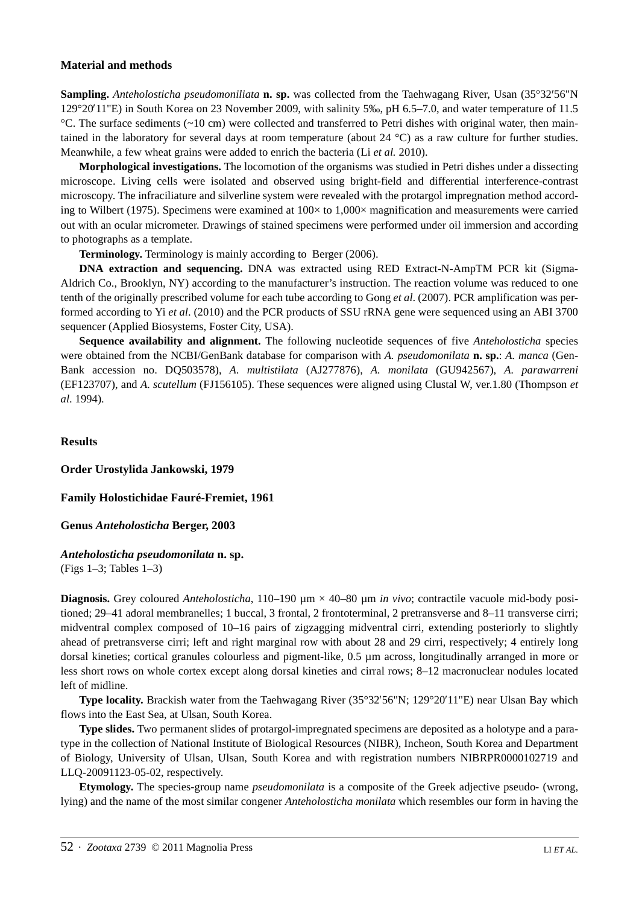## Material and methods

**Sampling.** *Anteholosticha pseudomoniliata* **n. sp.** was collected from the Taehwagang River, Usan (35°32′56"N 129°20′11"E) in South Korea on 23 November 2009, with salinity 5‰, pH 6.5–7.0, and water temperature of 11.5 °C. The surface sediments (~10 cm) were collected and transferred to Petri dishes with original water, then maintained in the laboratory for several days at room temperature (about 24 °C) as a raw culture for further studies. Meanwhile, a few wheat grains were added to enrich the bacteria (Li *et al.* 2010).

**Morphological investigations.** The locomotion of the organisms was studied in Petri dishes under a dissecting microscope. Living cells were isolated and observed using bright-field and differential interference-contrast microscopy. The infraciliature and silverline system were revealed with the protargol impregnation method according to Wilbert (1975). Specimens were examined at 100× to 1,000× magnification and measurements were carried out with an ocular micrometer. Drawings of stained specimens were performed under oil immersion and according to photographs as a template.

**Terminology.** Terminology is mainly according to Berger (2006).

**DNA extraction and sequencing.** DNA was extracted using RED Extract-N-AmpTM PCR kit (Sigma-Aldrich Co., Brooklyn, NY) according to the manufacturer's instruction. The reaction volume was reduced to one tenth of the originally prescribed volume for each tube according to Gong *et al*. (2007). PCR amplification was performed according to Yi *et al*. (2010) and the PCR products of SSU rRNA gene were sequenced using an ABI 3700 sequencer (Applied Biosystems, Foster City, USA).

**Sequence availability and alignment.** The following nucleotide sequences of five *Anteholosticha* species were obtained from the NCBI/GenBank database for comparison with *A. pseudomonilata* **n. sp.**: *A. manca* (GenBank accession no. DQ503578), *A. multistilata* (AJ277876), *A. monilata* (GU942567), *A. parawarreni* (EF123707), and *A. scutellum* (FJ156105). These sequences were aligned using Clustal W, ver.1.80 (Thompson *et al*. 1994).

## Results

### Order Urostylida Jankowski, 1979

### Family Holostichidae Fauré-Fremiet, 1961

### Genus *Anteholosticha* Berger, 2003

### *Anteholosticha pseudomonilata* n. sp.

(Figs 1–3; Tables 1–3)

**Diagnosis.** Grey coloured *Anteholosticha*, 110–190 µm × 40–80 µm *in vivo*; contractile vacuole mid-body positioned; 29–41 adoral membranelles; 1 buccal, 3 frontal, 2 frontoterminal, 2 pretransverse and 8–11 transverse cirri; midventral complex composed of 10–16 pairs of zigzagging midventral cirri, extending posteriorly to slightly ahead of pretransverse cirri; left and right marginal row with about 28 and 29 cirri, respectively; 4 entirely long dorsal kineties; cortical granules colourless and pigment-like, 0.5 µm across, longitudinally arranged in more or less short rows on whole cortex except along dorsal kineties and cirral rows; 8–12 macronuclear nodules located left of midline.

**Type locality.** Brackish water from the Taehwagang River (35°32′56"N; 129°20′11"E) near Ulsan Bay which flows into the East Sea, at Ulsan, South Korea.

**Type slides.** Two permanent slides of protargol-impregnated specimens are deposited as a holotype and a paratype in the collection of National Institute of Biological Resources (NIBR), Incheon, South Korea and Department of Biology, University of Ulsan, Ulsan, South Korea and with registration numbers NIBRPR0000102719 and LLQ-20091123-05-02, respectively.

**Etymology.** The species-group name *pseudomonilata* is a composite of the Greek adjective pseudo- (wrong, lying) and the name of the most similar congener *Anteholosticha monilata* which resembles our form in having the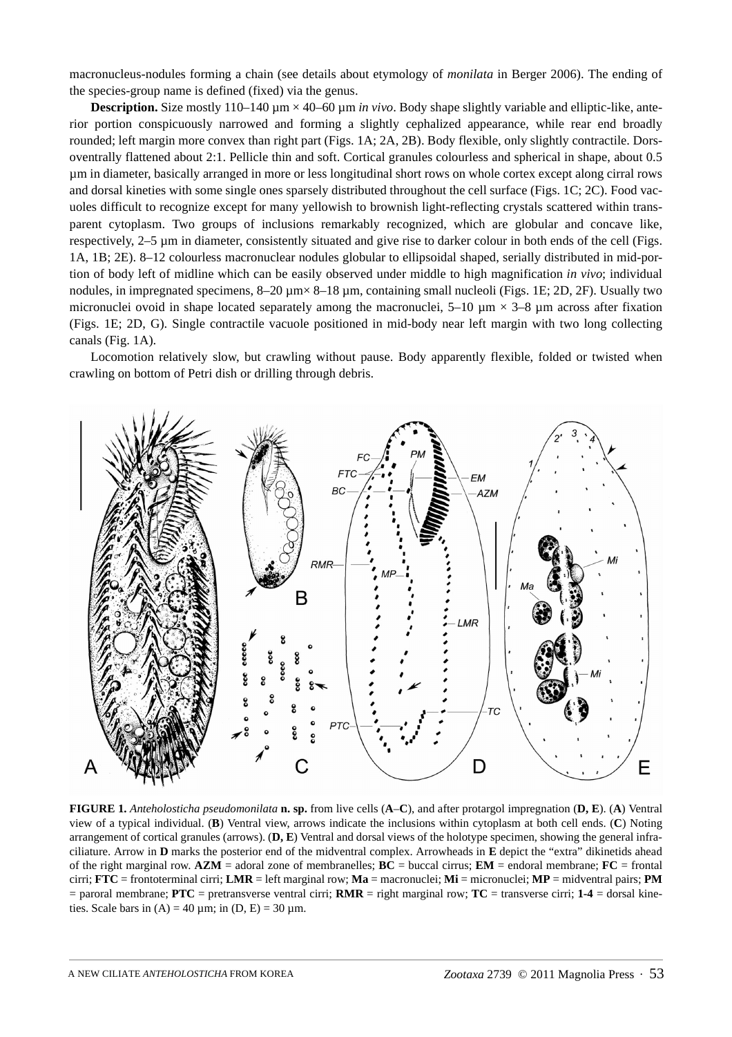macronucleus-nodules forming a chain (see details about etymology of *monilata* in Berger 2006). The ending of the species-group name is defined (fixed) via the genus.

**Description.** Size mostly 110–140 µm × 40–60 µm *in vivo*. Body shape slightly variable and elliptic-like, anterior portion conspicuously narrowed and forming a slightly cephalized appearance, while rear end broadly rounded; left margin more convex than right part (Figs. 1A; 2A, 2B). Body flexible, only slightly contractile. Dorsoventrally flattened about 2:1. Pellicle thin and soft. Cortical granules colourless and spherical in shape, about 0.5 µm in diameter, basically arranged in more or less longitudinal short rows on whole cortex except along cirral rows and dorsal kineties with some single ones sparsely distributed throughout the cell surface (Figs. 1C; 2C). Food vacuoles difficult to recognize except for many yellowish to brownish light-reflecting crystals scattered within transparent cytoplasm. Two groups of inclusions remarkably recognized, which are globular and concave like, respectively, 2–5 µm in diameter, consistently situated and give rise to darker colour in both ends of the cell (Figs. 1A, 1B; 2E). 8–12 colourless macronuclear nodules globular to ellipsoidal shaped, serially distributed in mid-portion of body left of midline which can be easily observed under middle to high magnification *in vivo*; individual nodules, in impregnated specimens, 8–20 µm× 8–18 µm, containing small nucleoli (Figs. 1E; 2D, 2F). Usually two micronuclei ovoid in shape located separately among the macronuclei, 5–10 µm × 3–8 µm across after fixation (Figs. 1E; 2D, G). Single contractile vacuole positioned in mid-body near left margin with two long collecting canals (Fig. 1A).

Locomotion relatively slow, but crawling without pause. Body apparently flexible, folded or twisted when crawling on bottom of Petri dish or drilling through debris.

**FIGURE 1.** *Anteholosticha pseudomonilata* **n. sp.** from live cells (**A**–**C**), and after protargol impregnation (**D, E**). (**A**) Ventral view of a typical individual. (**B**) Ventral view, arrows indicate the inclusions within cytoplasm at both cell ends. (**C**) Noting arrangement of cortical granules (arrows). (**D, E**) Ventral and dorsal views of the holotype specimen, showing the general infraciliature. Arrow in **D** marks the posterior end of the midventral complex. Arrowheads in **E** depict the "extra" dikinetids ahead of the right marginal row. **AZM** = adoral zone of membranelles; **BC** = buccal cirrus; **EM** = endoral membrane; **FC** = frontal cirri; **FTC** = frontoterminal cirri; **LMR** = left marginal row; **Ma** = macronuclei; **Mi** = micronuclei; **MP** = midventral pairs; **PM** = paroral membrane; **PTC** = pretransverse ventral cirri; **RMR** = right marginal row; **TC** = transverse cirri; **1-4** = dorsal kineties. Scale bars in (A) = 40 µm; in (D, E) = 30 µm.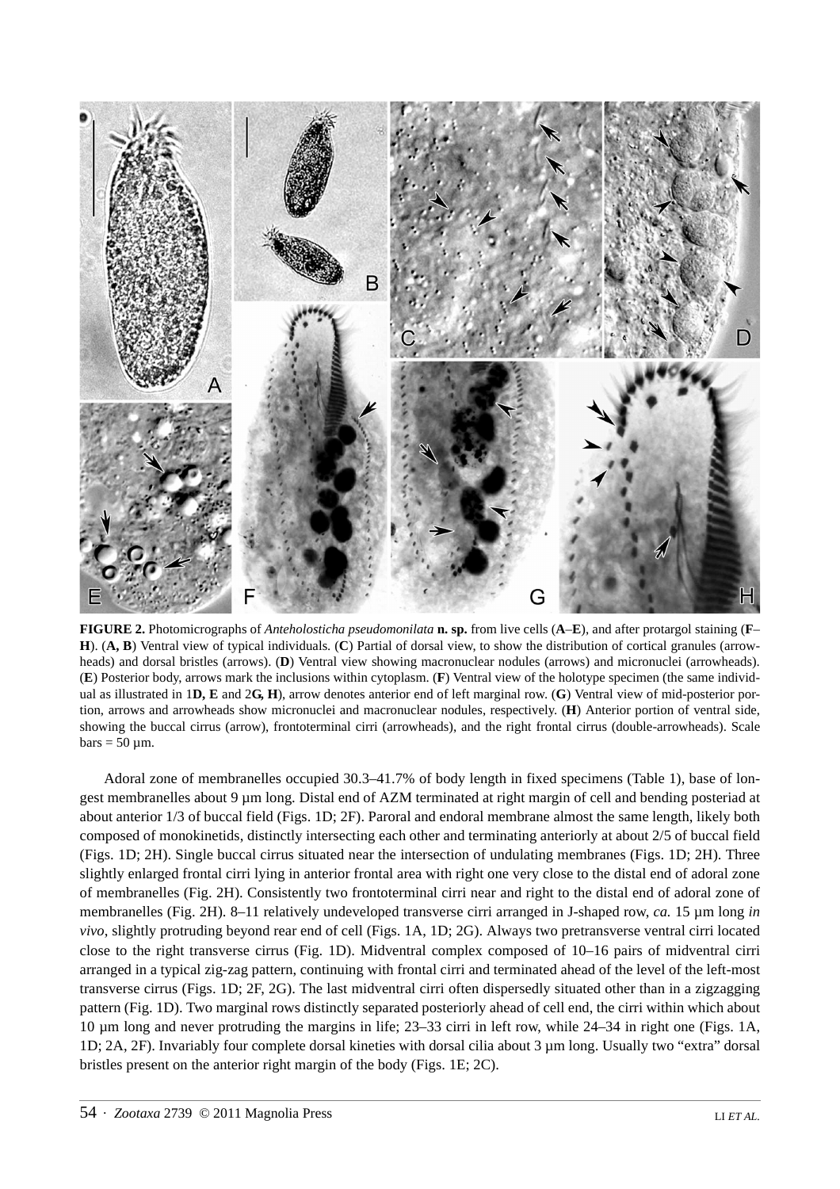**FIGURE 2.** Photomicrographs of *Anteholosticha pseudomonilata* **n. sp.** from live cells (**A**–**E**), and after protargol staining (**F**–**H**). (**A, B**) Ventral view of typical individuals. (**C**) Partial of dorsal view, to show the distribution of cortical granules (arrowheads) and dorsal bristles (arrows). (**D**) Ventral view showing macronuclear nodules (arrows) and micronuclei (arrowheads). (**E**) Posterior body, arrows mark the inclusions within cytoplasm. (**F**) Ventral view of the holotype specimen (the same individual as illustrated in 1**D, E** and 2**G, H**), arrow denotes anterior end of left marginal row. (**G**) Ventral view of mid-posterior portion, arrows and arrowheads show micronuclei and macronuclear nodules, respectively. (**H**) Anterior portion of ventral side, showing the buccal cirrus (arrow), frontoterminal cirri (arrowheads), and the right frontal cirrus (double-arrowheads). Scale bars = 50 µm.

Adoral zone of membranelles occupied 30.3–41.7% of body length in fixed specimens (Table 1), base of longest membranelles about 9 µm long. Distal end of AZM terminated at right margin of cell and bending posteriad at about anterior 1/3 of buccal field (Figs. 1D; 2F). Paroral and endoral membrane almost the same length, likely both composed of monokinetids, distinctly intersecting each other and terminating anteriorly at about 2/5 of buccal field (Figs. 1D; 2H). Single buccal cirrus situated near the intersection of undulating membranes (Figs. 1D; 2H). Three slightly enlarged frontal cirri lying in anterior frontal area with right one very close to the distal end of adoral zone of membranelles (Fig. 2H). Consistently two frontoterminal cirri near and right to the distal end of adoral zone of membranelles (Fig. 2H). 8–11 relatively undeveloped transverse cirri arranged in J-shaped row, *ca.* 15 µm long *in vivo*, slightly protruding beyond rear end of cell (Figs. 1A, 1D; 2G). Always two pretransverse ventral cirri located close to the right transverse cirrus (Fig. 1D). Midventral complex composed of 10–16 pairs of midventral cirri arranged in a typical zig-zag pattern, continuing with frontal cirri and terminated ahead of the level of the left-most transverse cirrus (Figs. 1D; 2F, 2G). The last midventral cirri often dispersedly situated other than in a zigzagging pattern (Fig. 1D). Two marginal rows distinctly separated posteriorly ahead of cell end, the cirri within which about 10 µm long and never protruding the margins in life; 23–33 cirri in left row, while 24–34 in right one (Figs. 1A, 1D; 2A, 2F). Invariably four complete dorsal kineties with dorsal cilia about 3 µm long. Usually two "extra" dorsal bristles present on the anterior right margin of the body (Figs. 1E; 2C).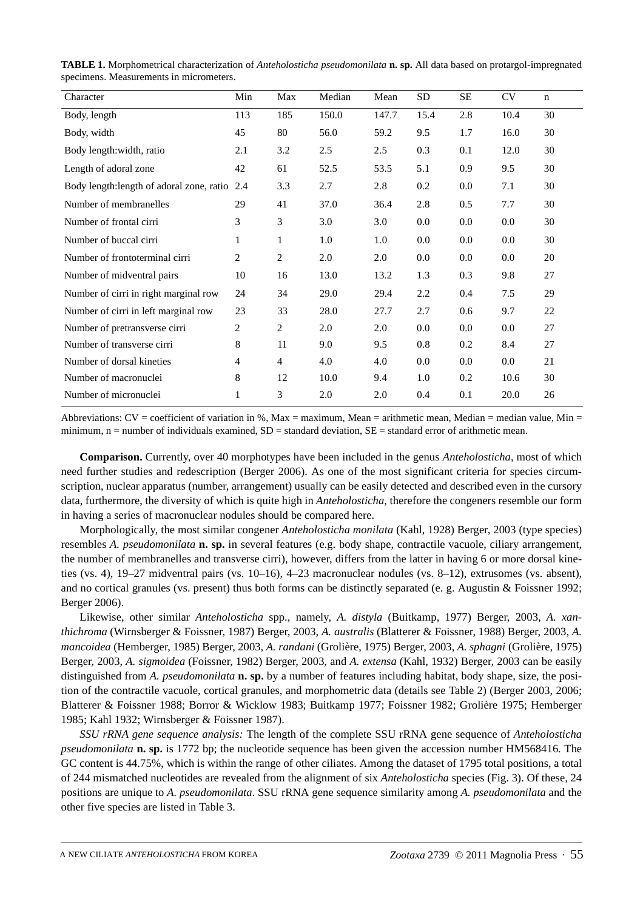**TABLE 1.** Morphometrical characterization of *Anteholosticha pseudomonilata* **n. sp.** All data based on protargol-impregnated specimens. Measurements in micrometers.

| Character | Min | Max | Median | Mean | SD | SE | CV | n |
|---|---|---|---|---|---|---|---|---|
| Body, length | 113 | 185 | 150.0 | 147.7 | 15.4 | 2.8 | 10.4 | 30 |
| Body, width | 45 | 80 | 56.0 | 59.2 | 9.5 | 1.7 | 16.0 | 30 |
| Body length:width, ratio | 2.1 | 3.2 | 2.5 | 2.5 | 0.3 | 0.1 | 12.0 | 30 |
| Length of adoral zone | 42 | 61 | 52.5 | 53.5 | 5.1 | 0.9 | 9.5 | 30 |
| Body length:length of adoral zone, ratio | 2.4 | 3.3 | 2.7 | 2.8 | 0.2 | 0.0 | 7.1 | 30 |
| Number of membranelles | 29 | 41 | 37.0 | 36.4 | 2.8 | 0.5 | 7.7 | 30 |
| Number of frontal cirri | 3 | 3 | 3.0 | 3.0 | 0.0 | 0.0 | 0.0 | 30 |
| Number of buccal cirri | 1 | 1 | 1.0 | 1.0 | 0.0 | 0.0 | 0.0 | 30 |
| Number of frontoterminal cirri | 2 | 2 | 2.0 | 2.0 | 0.0 | 0.0 | 0.0 | 20 |
| Number of midventral pairs | 10 | 16 | 13.0 | 13.2 | 1.3 | 0.3 | 9.8 | 27 |
| Number of cirri in right marginal row | 24 | 34 | 29.0 | 29.4 | 2.2 | 0.4 | 7.5 | 29 |
| Number of cirri in left marginal row | 23 | 33 | 28.0 | 27.7 | 2.7 | 0.6 | 9.7 | 22 |
| Number of pretransverse cirri | 2 | 2 | 2.0 | 2.0 | 0.0 | 0.0 | 0.0 | 27 |
| Number of transverse cirri | 8 | 11 | 9.0 | 9.5 | 0.8 | 0.2 | 8.4 | 27 |
| Number of dorsal kineties | 4 | 4 | 4.0 | 4.0 | 0.0 | 0.0 | 0.0 | 21 |
| Number of macronuclei | 8 | 12 | 10.0 | 9.4 | 1.0 | 0.2 | 10.6 | 30 |
| Number of micronuclei | 1 | 3 | 2.0 | 2.0 | 0.4 | 0.1 | 20.0 | 26 |

Abbreviations: CV = coefficient of variation in %, Max = maximum, Mean = arithmetic mean, Median = median value, Min = minimum, n = number of individuals examined, SD = standard deviation, SE = standard error of arithmetic mean.

**Comparison.** Currently, over 40 morphotypes have been included in the genus *Anteholosticha*, most of which need further studies and redescription (Berger 2006). As one of the most significant criteria for species circumscription, nuclear apparatus (number, arrangement) usually can be easily detected and described even in the cursory data, furthermore, the diversity of which is quite high in *Anteholosticha*, therefore the congeners resemble our form in having a series of macronuclear nodules should be compared here.

Morphologically, the most similar congener *Anteholosticha monilata* (Kahl, 1928) Berger, 2003 (type species) resembles *A. pseudomonilata* **n. sp.** in several features (e.g. body shape, contractile vacuole, ciliary arrangement, the number of membranelles and transverse cirri), however, differs from the latter in having 6 or more dorsal kineties (vs. 4), 19–27 midventral pairs (vs. 10–16), 4–23 macronuclear nodules (vs. 8–12), extrusomes (vs. absent), and no cortical granules (vs. present) thus both forms can be distinctly separated (e. g. Augustin & Foissner 1992; Berger 2006).

Likewise, other similar *Anteholosticha* spp., namely, *A. distyla* (Buitkamp, 1977) Berger, 2003, *A. xanthichroma* (Wirnsberger & Foissner, 1987) Berger, 2003, *A. australis* (Blatterer & Foissner, 1988) Berger, 2003, *A. mancoidea* (Hemberger, 1985) Berger, 2003, *A. randani* (Grolière, 1975) Berger, 2003, *A. sphagni* (Grolière, 1975) Berger, 2003, *A. sigmoidea* (Foissner, 1982) Berger, 2003, and *A. extensa* (Kahl, 1932) Berger, 2003 can be easily distinguished from *A. pseudomonilata* **n. sp.** by a number of features including habitat, body shape, size, the position of the contractile vacuole, cortical granules, and morphometric data (details see Table 2) (Berger 2003, 2006; Blatterer & Foissner 1988; Borror & Wicklow 1983; Buitkamp 1977; Foissner 1982; Grolière 1975; Hemberger 1985; Kahl 1932; Wirnsberger & Foissner 1987).

*SSU rRNA gene sequence analysis:* The length of the complete SSU rRNA gene sequence of *Anteholosticha pseudomonilata* **n. sp.** is 1772 bp; the nucleotide sequence has been given the accession number HM568416. The GC content is 44.75%, which is within the range of other ciliates. Among the dataset of 1795 total positions, a total of 244 mismatched nucleotides are revealed from the alignment of six *Anteholosticha* species (Fig. 3). Of these, 24 positions are unique to *A. pseudomonilata*. SSU rRNA gene sequence similarity among *A. pseudomonilata* and the other five species are listed in Table 3.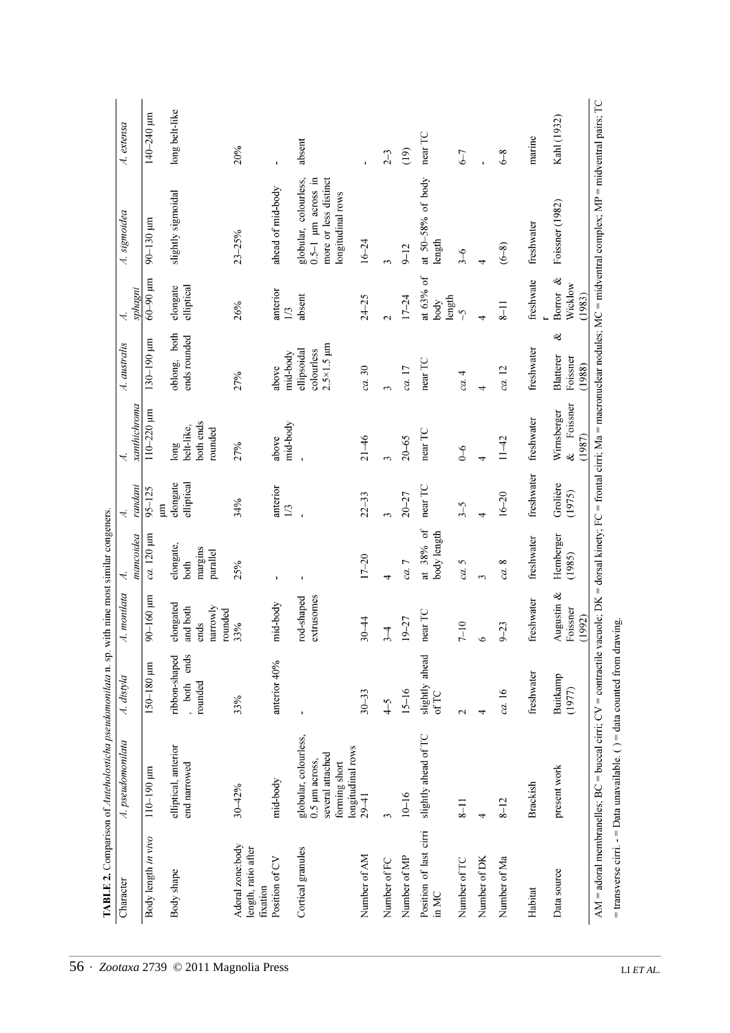**TABLE 2.** Comparison of *Anteholosticha pseudomonilata* n. sp. with nine most similar congeners.

| Character | *A. pseudomonilata* | *A. distyla* | *A. monilata* | *A. mancoidea* | *A. randani* | *A. xanthichroma* | *A. australis* | *A. sphagni* | *A. sigmoidea* | *A. extensa* |
|---|---|---|---|---|---|---|---|---|---|---|
| Body length *in vivo* | 110–190 µm | 150–180 µm | 90–160 µm | *ca.* 120 µm | 95–125 µm | 110–220 µm | 130–190 µm | 60–90 µm | 90–130 µm | 140–240 µm |
| Body shape | elliptical, anterior end narrowed | ribbon-shaped, both ends rounded | elongated and both ends narrowly rounded | elongate, both margins parallel | elongate elliptical | long belt-like, both ends rounded | oblong, both ends rounded | elongate elliptical | slightly sigmoidal | long belt-like |
| Adoral zone:body length, ratio after fixation | 30–42% | 33% | 33% | 25% | 34% | 27% | 27% | 26% | 23–25% | 20% |
| Position of CV | mid-body | anterior 40% | mid-body | - | anterior 1/3 | above mid-body | above mid-body | anterior 1/3 | ahead of mid-body | - |
| Cortical granules | globular, colourless, 0.5 µm across, several attached forming short longitudinal rows | - | rod-shaped extrusomes | - | - | - | ellipsoidal colourless 2.5×1.5 µm | absent | globular, colourless, 0.5–1 µm across in more or less distinct longitudinal rows | absent |
| Number of AM | 29–41 | 30–33 | 30–44 | 17–20 | 22–33 | 21–46 | *ca.* 30 | 24–25 | 16–24 | - |
| Number of FC | 3 | 4–5 | 3–4 | 4 | 3 | 3 | 3 | 2 | 3 | 2–3 |
| Number of MP | 10–16 | 15–16 | 19–27 | *ca.* 7 | 20–27 | 20–65 | *ca.* 17 | 17–24 | 9–12 | (19) |
| Position of last cirri in MC | slightly ahead of TC | slightly ahead of TC | near TC | at 38% of body length | near TC | near TC | near TC | at 63% of body length | at 50–58% of body length | near TC |
| Number of TC | 8–11 | 2 | 7–10 | *ca.* 5 | 3–5 | 0–6 | *ca.* 4 | ~5 | 3–6 | 6–7 |
| Number of DK | 4 | 4 | 6 | 3 | 4 | 4 | 4 | 4 | 4 | - |
| Number of Ma | 8–12 | *ca.* 16 | 9–23 | *ca.* 8 | 16–20 | 11–42 | *ca.* 12 | 8–11 | (6–8) | 6–8 |
| Habitat | Brackish | freshwater | freshwater | freshwater | freshwater | freshwater | freshwater | freshwater | freshwater | marine |
| Data source | present work | Buitkamp (1977) | Augustin & Foissner (1992) | Hemberger (1985) | Grolière (1975) | Wirnsberger & Foissner (1987) | Blatterer & Foissner (1988) | Borror & Wicklow (1983) | Foissner (1982) | Kahl (1932) |

AM = adoral membranelles; BC = buccal cirri; CV = contractile vacuole; DK = dorsal kinety; FC = frontal cirri; Ma = macronuclear nodules; MC = midventral complex; MP = midventral pairs; TC = transverse cirri. - = Data unavailable. ( ) = data counted from drawing.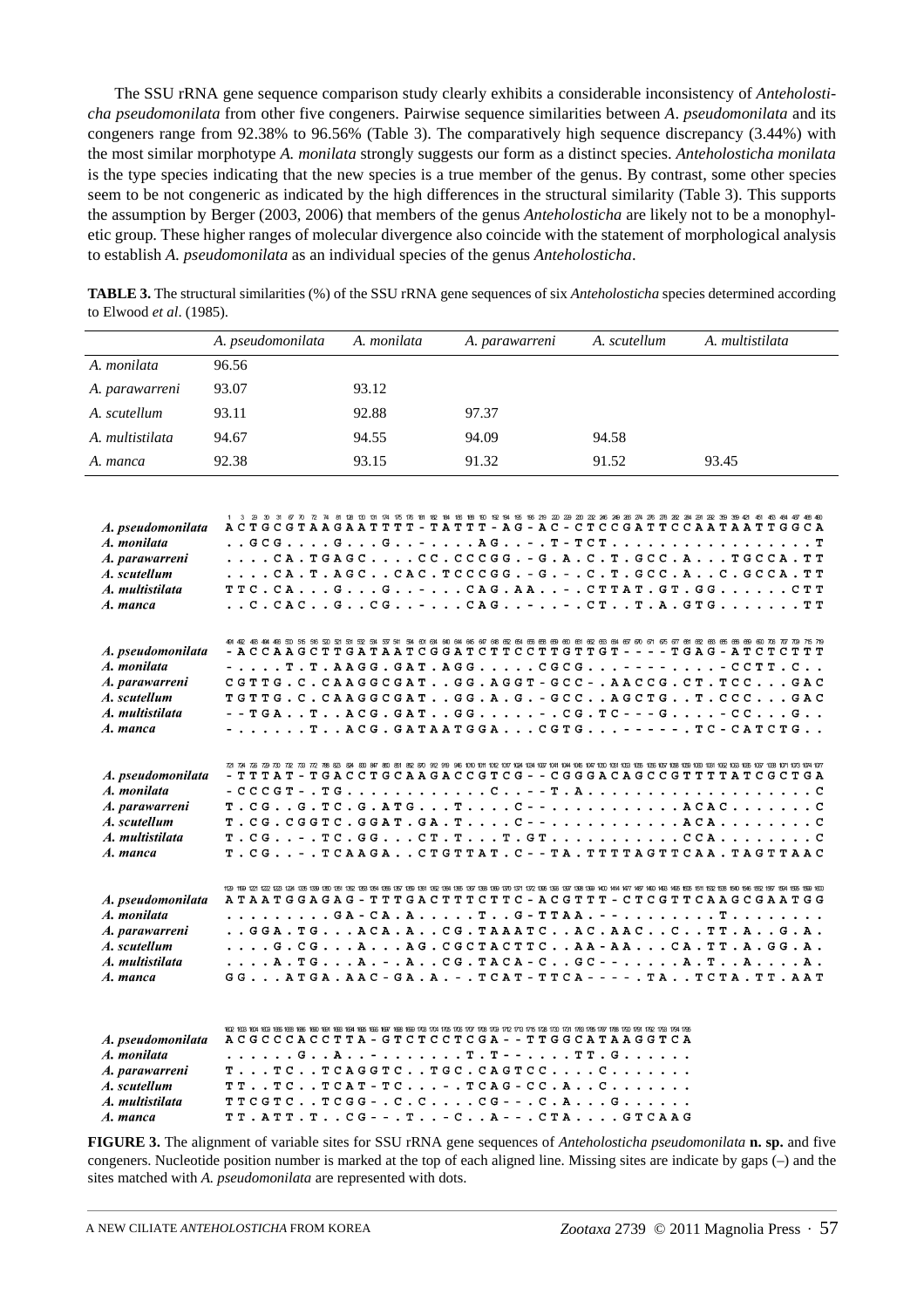The SSU rRNA gene sequence comparison study clearly exhibits a considerable inconsistency of *Anteholosticha pseudomonilata* from other five congeners. Pairwise sequence similarities between *A*. *pseudomonilata* and its congeners range from 92.38% to 96.56% (Table 3). The comparatively high sequence discrepancy (3.44%) with the most similar morphotype *A. monilata* strongly suggests our form as a distinct species. *Anteholosticha monilata* is the type species indicating that the new species is a true member of the genus. By contrast, some other species seem to be not congeneric as indicated by the high differences in the structural similarity (Table 3). This supports the assumption by Berger (2003, 2006) that members of the genus *Anteholosticha* are likely not to be a monophyletic group. These higher ranges of molecular divergence also coincide with the statement of morphological analysis to establish *A. pseudomonilata* as an individual species of the genus *Anteholosticha*.

**TABLE 3.** The structural similarities (%) of the SSU rRNA gene sequences of six *Anteholosticha* species determined according to Elwood *et al*. (1985).

| | *A. pseudomonilata* | *A. monilata* | *A. parawarreni* | *A. scutellum* | *A. multistilata* |
|---|---|---|---|---|---|
| *A. monilata* | 96.56 | | | | |
| *A. parawarreni* | 93.07 | 93.12 | | | |
| *A. scutellum* | 93.11 | 92.88 | 97.37 | | |
| *A. multistilata* | 94.67 | 94.55 | 94.09 | 94.58 | |
| *A. manca* | 92.38 | 93.15 | 91.32 | 91.52 | 93.45 |

```
A. pseudomonilata  ACTGCGTAAGAATTTT-TATTT-AG-AC-CTCCGATTCCAATAATTGGCA
A. monilata        ..GCG....G...G..-....AG..-.T-TCT................T
A. parawarreni     ....CA.TGAGC....CC.CCCGG.-G.A.C.T.GCC.A...TGCCA.TT
A. scutellum       ....CA.T.AGC..CAC.TCCCGG.-G.-.C.T.GCC.A..C.GCCA.TT
A. multistilata    TTC.CA...G...G..-...CAG.AA..-.CTTAT.GT.GG......CTT
A. manca           ..C.CAC..G..CG..-...CAG.-.-.-.CT..T.A.GTG.......TT

A. pseudomonilata  -ACCAAGCTTGATAATCGGATCTTCCTTGTTGT----TGAG-ATCTCTTT
A. monilata        -.....T.T.AAGG.GAT.AGG.....CGCG.........-CCTT.C..
A. parawarreni     CGTTG.C.CAAGGCGAT..GG.AGGT-GCC-.AACCG.CT.TCC...GAC
A. scutellum       TGTTG.C.CAAGGCGAT..GG.A.G.-GCC.AGCTG..T.CCC...GAC
A. multistilata    --TGA..T..ACG.GAT..GG......-CG.TC---G....-CC...G..
A. manca           -......T..ACG.GATAATGGA...CGTG.........TC-CATCTG..

A. pseudomonilata  -TTTAT-TGACCTGCAAGACCGTCG--CGGGACAGCCGTTTTATCGCTGA
A. monilata        -CCCGT-.TG.............C..--T.A...................C
A. parawarreni     T.CG..G.TC.G.ATG...T....C-............ACAC.......C
A. scutellum       T.CG.CGGTC.GGAT.GA.T....C-............ACA........C
A. multistilata    T.CG..-.TC.GG...CT.T...T.GT..........CCA........C
A. manca           T.CG..-.TCAAGA..CTGTTAT.C--TA.TTTTAGTTCAA.TAGTTAAC

A. pseudomonilata  ATAATGGAGAG-TTTGACTTTCTTC-ACGTTT-CTCGTTCAAGCGAATGG
A. monilata        .........GA-CA.A.....T..G-TTAA.-.........T........
A. parawarreni     ..GGA.TG...ACA.A..CG.TAAATC..AC.AAC..C..TT.A..G.A.
A. scutellum       ....G.CG...A...AG.CGCTACTTC..AA-AA...CA.TT.A.GG.A.
A. multistilata    ....A.TG...A.-.A..CG.TACA-C..GC-.......A.T..A....A.
A. manca           GG...ATGA.AAC-GA.A.-.TCAT-TTCA----.TA..TCTA.TT.AAT

A. pseudomonilata  ACGCCCACCTTA-GTCTCCTCGA--TTGGCATAAGGTCA
A. monilata        ......G..A.-........T.T--....TT.G......
A. parawarreni     T...TC..TCAGGTC..TGC.CAGTCC....C.......
A. scutellum       TT..TC..TCAT-TC...-.TCAG-CC.A..C.......
A. multistilata    TTCGTC..TCGG-.C.C....CG--.C.A...G......
A. manca           TT.ATT.T..CG--.T..-C..A--.CTA....GTCAAG
```

**FIGURE 3.** The alignment of variable sites for SSU rRNA gene sequences of *Anteholosticha pseudomonilata* **n. sp.** and five congeners. Nucleotide position number is marked at the top of each aligned line. Missing sites are indicate by gaps (–) and the sites matched with *A. pseudomonilata* are represented with dots.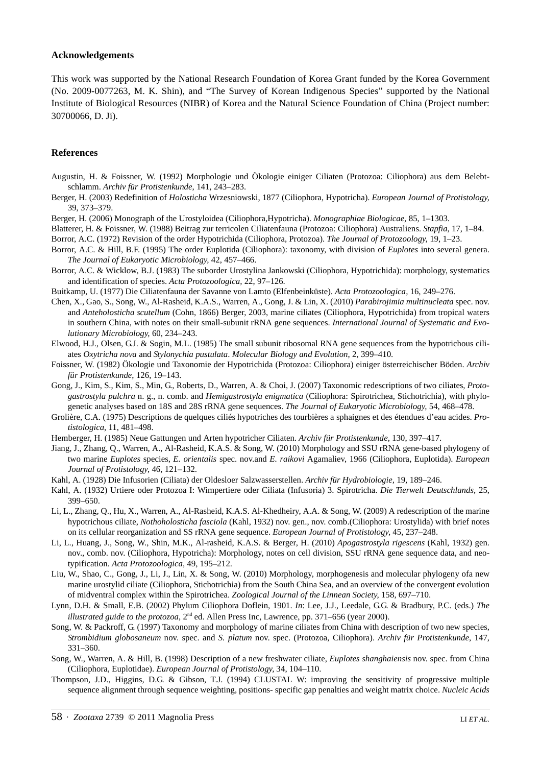## Acknowledgements

This work was supported by the National Research Foundation of Korea Grant funded by the Korea Government (No. 2009-0077263, M. K. Shin), and "The Survey of Korean Indigenous Species" supported by the National Institute of Biological Resources (NIBR) of Korea and the Natural Science Foundation of China (Project number: 30700066, D. Ji).

## References

Augustin, H. & Foissner, W. (1992) Morphologie und Ökologie einiger Ciliaten (Protozoa: Ciliophora) aus dem Belebtschlamm. *Archiv für Protistenkunde*, 141, 243–283.

Berger, H. (2003) Redefinition of *Holosticha* Wrzesniowski, 1877 (Ciliophora, Hypotricha). *European Journal of Protistology*, 39, 373–379.

Berger, H. (2006) Monograph of the Urostyloidea (Ciliophora,Hypotricha). *Monographiae Biologicae*, 85, 1–1303.

Blatterer, H. & Foissner, W. (1988) Beitrag zur terricolen Ciliatenfauna (Protozoa: Ciliophora) Australiens. *Stapfia*, 17, 1–84.

Borror, A.C. (1972) Revision of the order Hypotrichida (Ciliophora, Protozoa). *The Journal of Protozoology*, 19, 1–23.

Borror, A.C. & Hill, B.F. (1995) The order Euplotida (Ciliophora): taxonomy, with division of *Euplotes* into several genera. *The Journal of Eukaryotic Microbiology*, 42, 457–466.

Borror, A.C. & Wicklow, B.J. (1983) The suborder Urostylina Jankowski (Ciliophora, Hypotrichida): morphology, systematics and identification of species. *Acta Protozoologica*, 22, 97–126.

Buitkamp, U. (1977) Die Ciliatenfauna der Savanne von Lamto (Elfenbeinküste). *Acta Protozoologica*, 16, 249–276.

Chen, X., Gao, S., Song, W., Al-Rasheid, K.A.S., Warren, A., Gong, J. & Lin, X. (2010) *Parabirojimia multinucleata* spec. nov. and *Anteholosticha scutellum* (Cohn, 1866) Berger, 2003, marine ciliates (Ciliophora, Hypotrichida) from tropical waters in southern China, with notes on their small-subunit rRNA gene sequences. *International Journal of Systematic and Evolutionary Microbiology*, 60, 234–243.

Elwood, H.J., Olsen, G.J. & Sogin, M.L. (1985) The small subunit ribosomal RNA gene sequences from the hypotrichous ciliates *Oxytricha nova* and *Stylonychia pustulata*. *Molecular Biology and Evolution*, 2, 399–410.

Foissner, W. (1982) Ökologie und Taxonomie der Hypotrichida (Protozoa: Ciliophora) einiger österreichischer Böden. *Archiv für Protistenkunde*, 126, 19–143.

Gong, J., Kim, S., Kim, S., Min, G., Roberts, D., Warren, A. & Choi, J. (2007) Taxonomic redescriptions of two ciliates, *Protogastrostyla pulchra* n. g., n. comb. and *Hemigastrostyla enigmatica* (Ciliophora: Spirotrichea, Stichotrichia), with phylogenetic analyses based on 18S and 28S rRNA gene sequences. *The Journal of Eukaryotic Microbiology*, 54, 468–478.

Grolière, C.A. (1975) Descriptions de quelques ciliés hypotriches des tourbières a sphaignes et des étendues d'eau acides. *Protistologica*, 11, 481–498.

Hemberger, H. (1985) Neue Gattungen und Arten hypotricher Ciliaten. *Archiv für Protistenkunde*, 130, 397–417.

Jiang, J., Zhang, Q., Warren, A., Al-Rasheid, K.A.S. & Song, W. (2010) Morphology and SSU rRNA gene-based phylogeny of two marine *Euplotes* species, *E. orientalis* spec. nov.and *E. raikovi* Agamaliev, 1966 (Ciliophora, Euplotida). *European Journal of Protistology*, 46, 121–132.

Kahl, A. (1928) Die Infusorien (Ciliata) der Oldesloer Salzwasserstellen. *Archiv für Hydrobiologie*, 19, 189–246.

Kahl, A. (1932) Urtiere oder Protozoa I: Wimpertiere oder Ciliata (Infusoria) 3. Spirotricha. *Die Tierwelt Deutschlands*, 25, 399–650.

Li, L., Zhang, Q., Hu, X., Warren, A., Al-Rasheid, K.A.S. Al-Khedheiry, A.A. & Song, W. (2009) A redescription of the marine hypotrichous ciliate, *Nothoholosticha fasciola* (Kahl, 1932) nov. gen., nov. comb.(Ciliophora: Urostylida) with brief notes on its cellular reorganization and SS rRNA gene sequence. *European Journal of Protistology*, 45, 237–248.

Li, L., Huang, J., Song, W., Shin, M.K., Al-rasheid, K.A.S. & Berger, H. (2010) *Apogastrostyla rigescens* (Kahl, 1932) gen. nov., comb. nov. (Ciliophora, Hypotricha): Morphology, notes on cell division, SSU rRNA gene sequence data, and neotypification. *Acta Protozoologica*, 49, 195–212.

Liu, W., Shao, C., Gong, J., Li, J., Lin, X. & Song, W. (2010) Morphology, morphogenesis and molecular phylogeny ofa new marine urostylid ciliate (Ciliophora, Stichotrichia) from the South China Sea, and an overview of the convergent evolution of midventral complex within the Spirotrichea. *Zoological Journal of the Linnean Society*, 158, 697–710.

Lynn, D.H. & Small, E.B. (2002) Phylum Ciliophora Doflein, 1901. *In*: Lee, J.J., Leedale, G.G. & Bradbury, P.C. (eds.) *The illustrated guide to the protozoa*, 2nd ed. Allen Press Inc, Lawrence, pp. 371–656 (year 2000).

Song, W. & Packroff, G. (1997) Taxonomy and morphology of marine ciliates from China with description of two new species, *Strombidium globosaneum* nov. spec. and *S. platum* nov. spec. (Protozoa, Ciliophora). *Archiv für Protistenkunde*, 147, 331–360.

Song, W., Warren, A. & Hill, B. (1998) Description of a new freshwater ciliate, *Euplotes shanghaiensis* nov. spec. from China (Ciliophora, Euplotidae). *European Journal of Protistology*, 34, 104–110.

Thompson, J.D., Higgins, D.G. & Gibson, T.J. (1994) CLUSTAL W: improving the sensitivity of progressive multiple sequence alignment through sequence weighting, positions- specific gap penalties and weight matrix choice. *Nucleic Acids*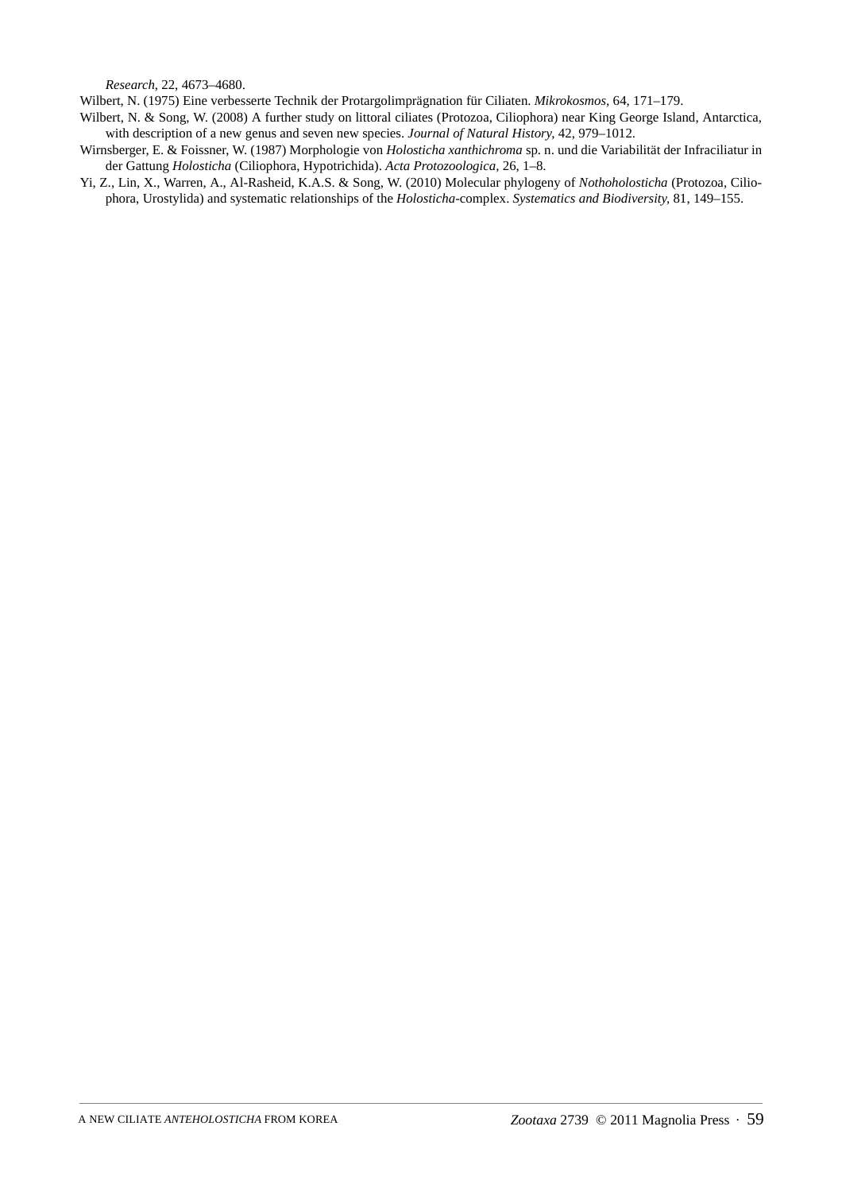*Research*, 22, 4673–4680.

Wilbert, N. (1975) Eine verbesserte Technik der Protargolimprägnation für Ciliaten. *Mikrokosmos*, 64, 171–179.

Wilbert, N. & Song, W. (2008) A further study on littoral ciliates (Protozoa, Ciliophora) near King George Island, Antarctica, with description of a new genus and seven new species. *Journal of Natural History*, 42, 979–1012.

Wirnsberger, E. & Foissner, W. (1987) Morphologie von *Holosticha xanthichroma* sp. n. und die Variabilität der Infraciliatur in der Gattung *Holosticha* (Ciliophora, Hypotrichida). *Acta Protozoologica*, 26, 1–8.

Yi, Z., Lin, X., Warren, A., Al-Rasheid, K.A.S. & Song, W. (2010) Molecular phylogeny of *Nothoholosticha* (Protozoa, Ciliophora, Urostylida) and systematic relationships of the *Holosticha*-complex. *Systematics and Biodiversity*, 81, 149–155.